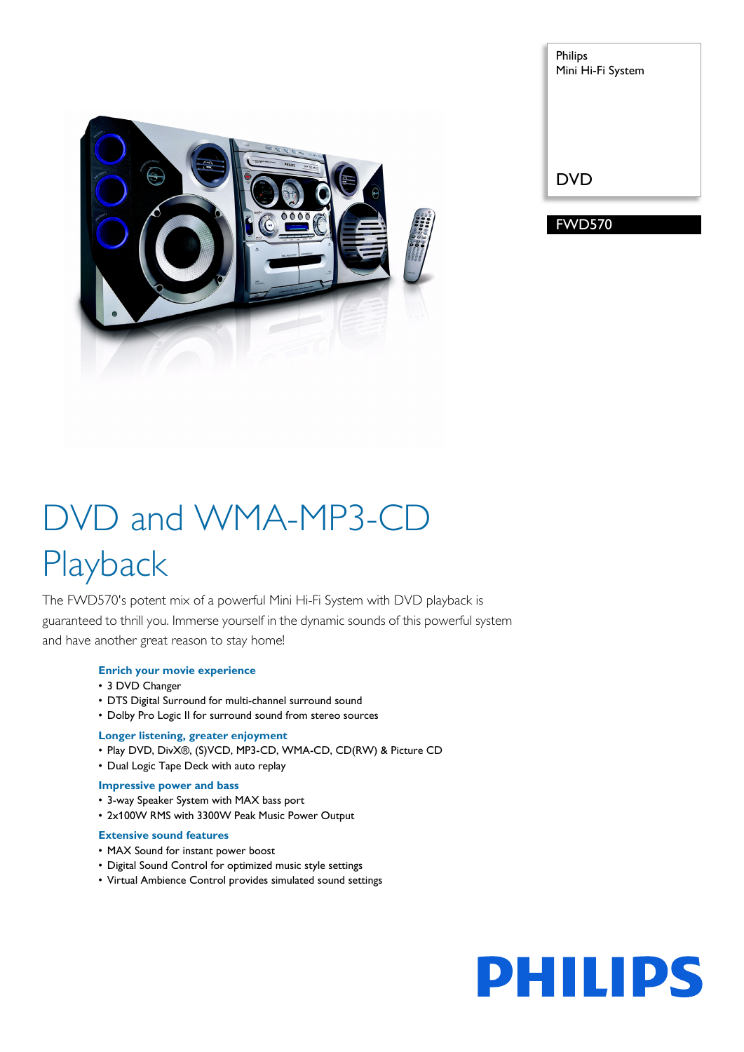Philips
Mini Hi-Fi System

DVD

FWD570

# DVD and WMA-MP3-CD Playback

The FWD570's potent mix of a powerful Mini Hi-Fi System with DVD playback is guaranteed to thrill you. Immerse yourself in the dynamic sounds of this powerful system and have another great reason to stay home!

### Enrich your movie experience
- 3 DVD Changer
- DTS Digital Surround for multi-channel surround sound
- Dolby Pro Logic II for surround sound from stereo sources

### Longer listening, greater enjoyment
- Play DVD, DivX®, (S)VCD, MP3-CD, WMA-CD, CD(RW) & Picture CD
- Dual Logic Tape Deck with auto replay

### Impressive power and bass
- 3-way Speaker System with MAX bass port
- 2x100W RMS with 3300W Peak Music Power Output

### Extensive sound features
- MAX Sound for instant power boost
- Digital Sound Control for optimized music style settings
- Virtual Ambience Control provides simulated sound settings

PHILIPS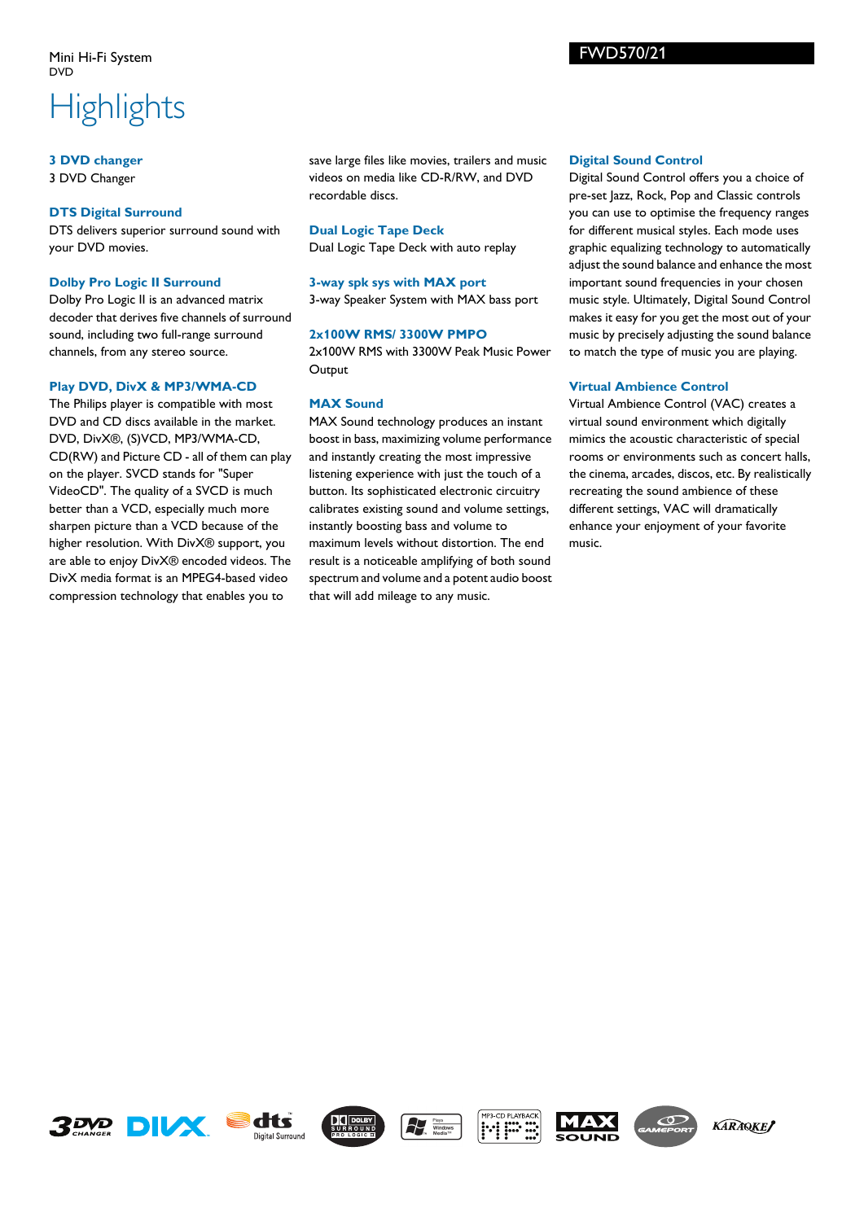Mini Hi-Fi System
DVD

FWD570/21

# Highlights

### 3 DVD changer
3 DVD Changer

### DTS Digital Surround
DTS delivers superior surround sound with your DVD movies.

### Dolby Pro Logic II Surround
Dolby Pro Logic II is an advanced matrix decoder that derives five channels of surround sound, including two full-range surround channels, from any stereo source.

### Play DVD, DivX & MP3/WMA-CD
The Philips player is compatible with most DVD and CD discs available in the market. DVD, DivX®, (S)VCD, MP3/WMA-CD, CD(RW) and Picture CD - all of them can play on the player. SVCD stands for "Super VideoCD". The quality of a SVCD is much better than a VCD, especially much more sharpen picture than a VCD because of the higher resolution. With DivX® support, you are able to enjoy DivX® encoded videos. The DivX media format is an MPEG4-based video compression technology that enables you to save large files like movies, trailers and music videos on media like CD-R/RW, and DVD recordable discs.

### Dual Logic Tape Deck
Dual Logic Tape Deck with auto replay

### 3-way spk sys with MAX port
3-way Speaker System with MAX bass port

### 2x100W RMS/ 3300W PMPO
2x100W RMS with 3300W Peak Music Power Output

### MAX Sound
MAX Sound technology produces an instant boost in bass, maximizing volume performance and instantly creating the most impressive listening experience with just the touch of a button. Its sophisticated electronic circuitry calibrates existing sound and volume settings, instantly boosting bass and volume to maximum levels without distortion. The end result is a noticeable amplifying of both sound spectrum and volume and a potent audio boost that will add mileage to any music.

### Digital Sound Control
Digital Sound Control offers you a choice of pre-set Jazz, Rock, Pop and Classic controls you can use to optimise the frequency ranges for different musical styles. Each mode uses graphic equalizing technology to automatically adjust the sound balance and enhance the most important sound frequencies in your chosen music style. Ultimately, Digital Sound Control makes it easy for you get the most out of your music by precisely adjusting the sound balance to match the type of music you are playing.

### Virtual Ambience Control
Virtual Ambience Control (VAC) creates a virtual sound environment which digitally mimics the acoustic characteristic of special rooms or environments such as concert halls, the cinema, arcades, discos, etc. By realistically recreating the sound ambience of these different settings, VAC will dramatically enhance your enjoyment of your favorite music.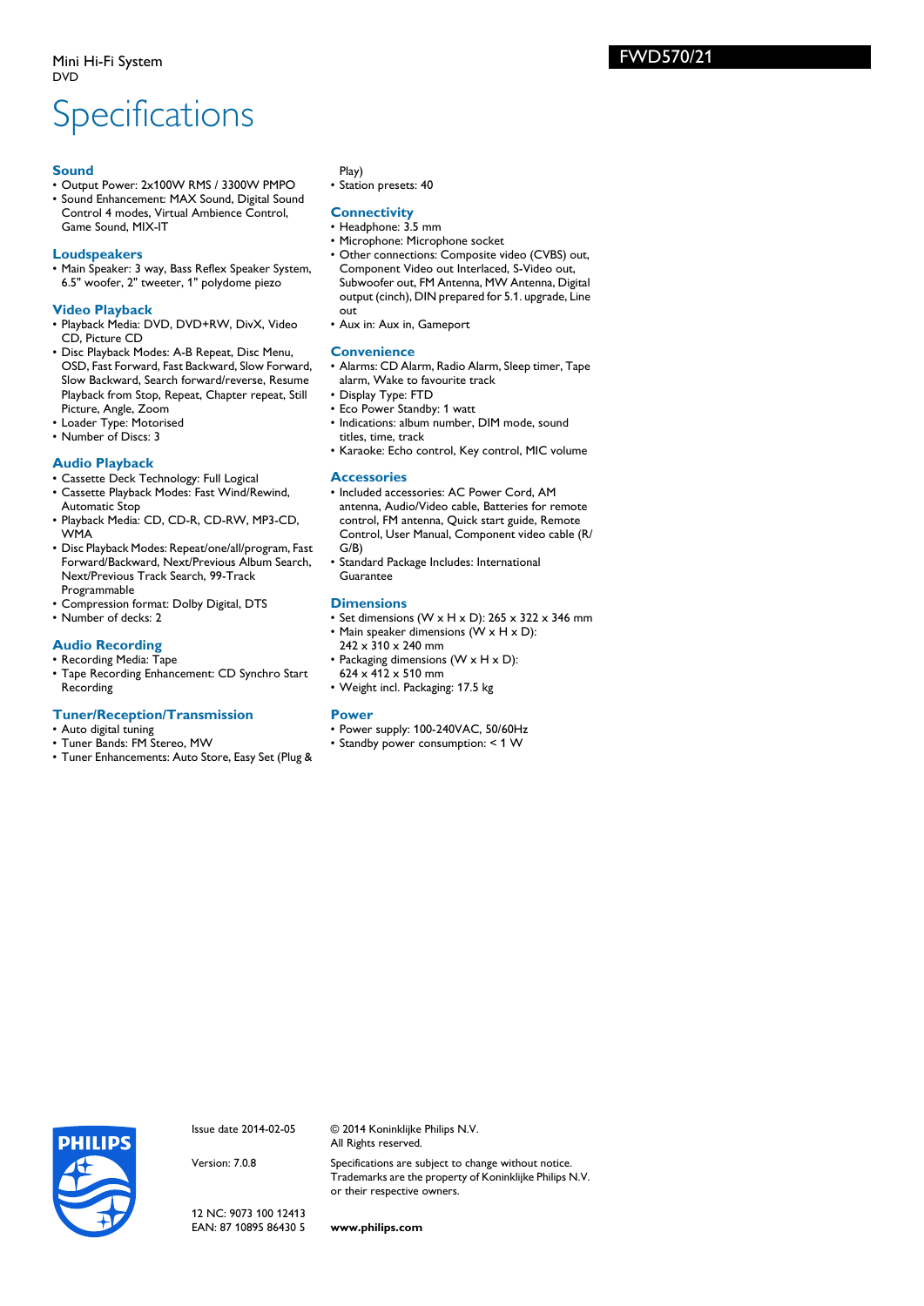Mini Hi-Fi System
DVD

FWD570/21

# Specifications

## Sound
- Output Power: 2x100W RMS / 3300W PMPO
- Sound Enhancement: MAX Sound, Digital Sound Control 4 modes, Virtual Ambience Control, Game Sound, MIX-IT

## Loudspeakers
- Main Speaker: 3 way, Bass Reflex Speaker System, 6.5" woofer, 2" tweeter, 1" polydome piezo

## Video Playback
- Playback Media: DVD, DVD+RW, DivX, Video CD, Picture CD
- Disc Playback Modes: A-B Repeat, Disc Menu, OSD, Fast Forward, Fast Backward, Slow Forward, Slow Backward, Search forward/reverse, Resume Playback from Stop, Repeat, Chapter repeat, Still Picture, Angle, Zoom
- Loader Type: Motorised
- Number of Discs: 3

## Audio Playback
- Cassette Deck Technology: Full Logical
- Cassette Playback Modes: Fast Wind/Rewind, Automatic Stop
- Playback Media: CD, CD-R, CD-RW, MP3-CD, WMA
- Disc Playback Modes: Repeat/one/all/program, Fast Forward/Backward, Next/Previous Album Search, Next/Previous Track Search, 99-Track Programmable
- Compression format: Dolby Digital, DTS
- Number of decks: 2

## Audio Recording
- Recording Media: Tape
- Tape Recording Enhancement: CD Synchro Start Recording

## Tuner/Reception/Transmission
- Auto digital tuning
- Tuner Bands: FM Stereo, MW
- Tuner Enhancements: Auto Store, Easy Set (Plug & Play)
- Station presets: 40

## Connectivity
- Headphone: 3.5 mm
- Microphone: Microphone socket
- Other connections: Composite video (CVBS) out, Component Video out Interlaced, S-Video out, Subwoofer out, FM Antenna, MW Antenna, Digital output (cinch), DIN prepared for 5.1. upgrade, Line out
- Aux in: Aux in, Gameport

## Convenience
- Alarms: CD Alarm, Radio Alarm, Sleep timer, Tape alarm, Wake to favourite track
- Display Type: FTD
- Eco Power Standby: 1 watt
- Indications: album number, DIM mode, sound titles, time, track
- Karaoke: Echo control, Key control, MIC volume

## Accessories
- Included accessories: AC Power Cord, AM antenna, Audio/Video cable, Batteries for remote control, FM antenna, Quick start guide, Remote Control, User Manual, Component video cable (R/G/B)
- Standard Package Includes: International Guarantee

## Dimensions
- Set dimensions (W x H x D): 265 x 322 x 346 mm
- Main speaker dimensions (W x H x D): 242 x 310 x 240 mm
- Packaging dimensions (W x H x D): 624 x 412 x 510 mm
- Weight incl. Packaging: 17.5 kg

## Power
- Power supply: 100-240VAC, 50/60Hz
- Standby power consumption: < 1 W

Issue date 2014-02-05

Version: 7.0.8

12 NC: 9073 100 12413
EAN: 87 10895 86430 5

© 2014 Koninklijke Philips N.V.
All Rights reserved.

Specifications are subject to change without notice. Trademarks are the property of Koninklijke Philips N.V. or their respective owners.

www.philips.com